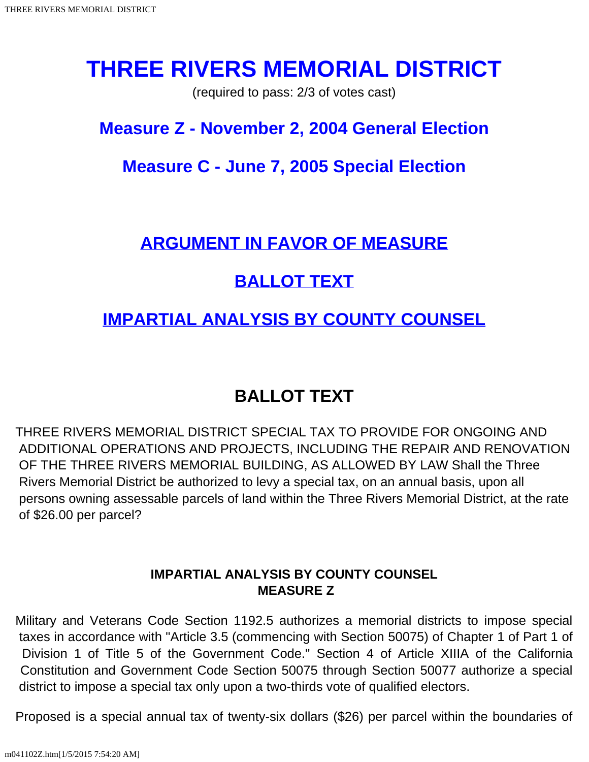# THREE RIVERS MEMORIAL DISTRICT

(required to pass: 2/3 of votes cast)

## Measure Z - November 2, 2004 General Election

## Measure C - June 7, 2005 Special Election

## ARGUMENT IN FAVOR OF MEASURE

## BALLOT TEXT

## IMPARTIAL ANALYSIS BY COUNTY COUNSEL

## BALLOT TEXT

THREE RIVERS MEMORIAL DISTRICT SPECIAL TAX TO PROVIDE FOR ONGOING AND ADDITIONAL OPERATIONS AND PROJECTS, INCLUDING THE REPAIR AND RENOVATION OF THE THREE RIVERS MEMORIAL BUILDING, AS ALLOWED BY LAW Shall the Three Rivers Memorial District be authorized to levy a special tax, on an annual basis, upon all persons owning assessable parcels of land within the Three Rivers Memorial District, at the rate of $26.00 per parcel?

### IMPARTIAL ANALYSIS BY COUNTY COUNSEL
### MEASURE Z

Military and Veterans Code Section 1192.5 authorizes a memorial districts to impose special taxes in accordance with "Article 3.5 (commencing with Section 50075) of Chapter 1 of Part 1 of Division 1 of Title 5 of the Government Code." Section 4 of Article XIIIA of the California Constitution and Government Code Section 50075 through Section 50077 authorize a special district to impose a special tax only upon a two-thirds vote of qualified electors.

Proposed is a special annual tax of twenty-six dollars ($26) per parcel within the boundaries of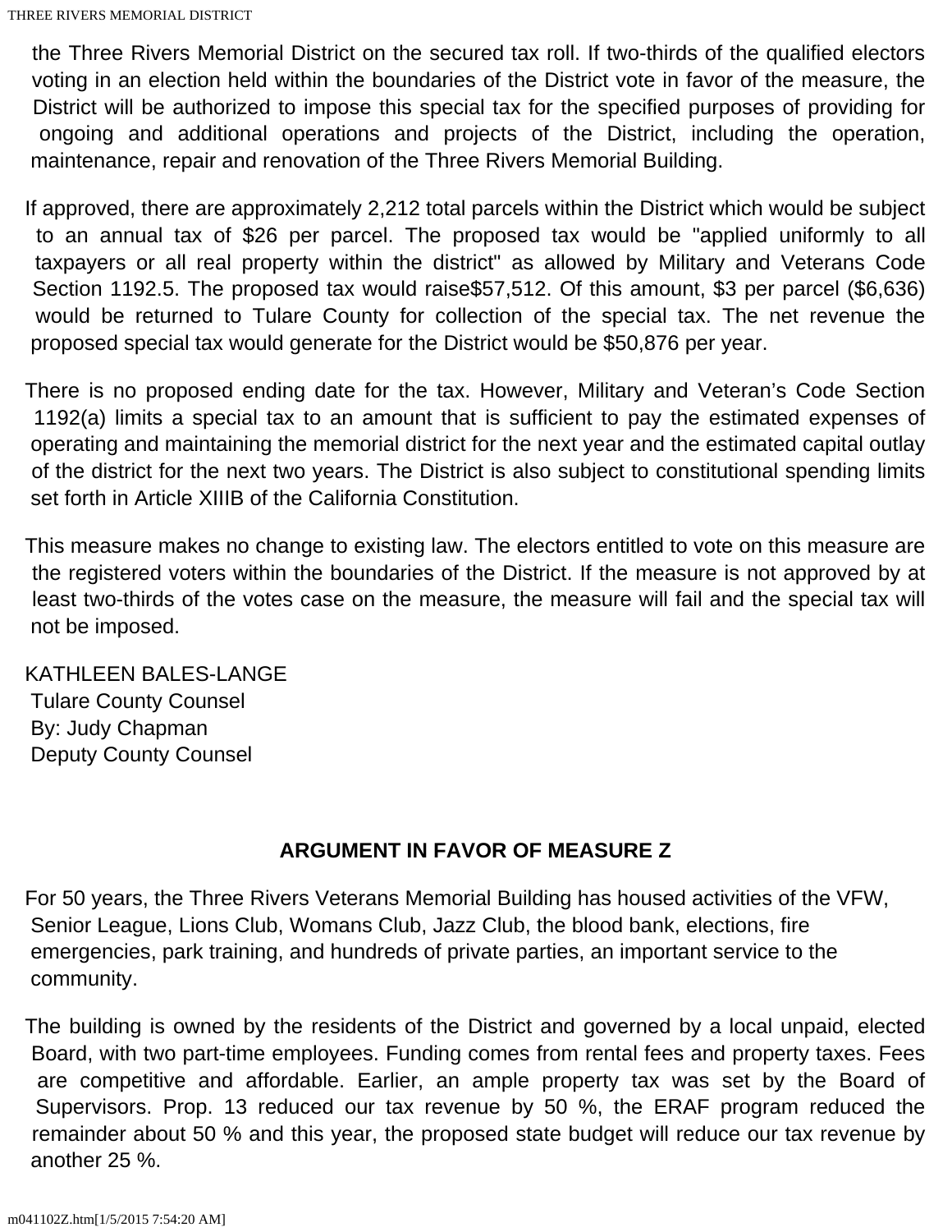the Three Rivers Memorial District on the secured tax roll. If two-thirds of the qualified electors voting in an election held within the boundaries of the District vote in favor of the measure, the District will be authorized to impose this special tax for the specified purposes of providing for ongoing and additional operations and projects of the District, including the operation, maintenance, repair and renovation of the Three Rivers Memorial Building.

If approved, there are approximately 2,212 total parcels within the District which would be subject to an annual tax of $26 per parcel. The proposed tax would be "applied uniformly to all taxpayers or all real property within the district" as allowed by Military and Veterans Code Section 1192.5. The proposed tax would raise$57,512. Of this amount, $3 per parcel ($6,636) would be returned to Tulare County for collection of the special tax. The net revenue the proposed special tax would generate for the District would be $50,876 per year.

There is no proposed ending date for the tax. However, Military and Veteran's Code Section 1192(a) limits a special tax to an amount that is sufficient to pay the estimated expenses of operating and maintaining the memorial district for the next year and the estimated capital outlay of the district for the next two years. The District is also subject to constitutional spending limits set forth in Article XIIIB of the California Constitution.

This measure makes no change to existing law. The electors entitled to vote on this measure are the registered voters within the boundaries of the District. If the measure is not approved by at least two-thirds of the votes case on the measure, the measure will fail and the special tax will not be imposed.

KATHLEEN BALES-LANGE
Tulare County Counsel
By: Judy Chapman
Deputy County Counsel

## ARGUMENT IN FAVOR OF MEASURE Z

For 50 years, the Three Rivers Veterans Memorial Building has housed activities of the VFW, Senior League, Lions Club, Womans Club, Jazz Club, the blood bank, elections, fire emergencies, park training, and hundreds of private parties, an important service to the community.

The building is owned by the residents of the District and governed by a local unpaid, elected Board, with two part-time employees. Funding comes from rental fees and property taxes. Fees are competitive and affordable. Earlier, an ample property tax was set by the Board of Supervisors. Prop. 13 reduced our tax revenue by 50 %, the ERAF program reduced the remainder about 50 % and this year, the proposed state budget will reduce our tax revenue by another 25 %.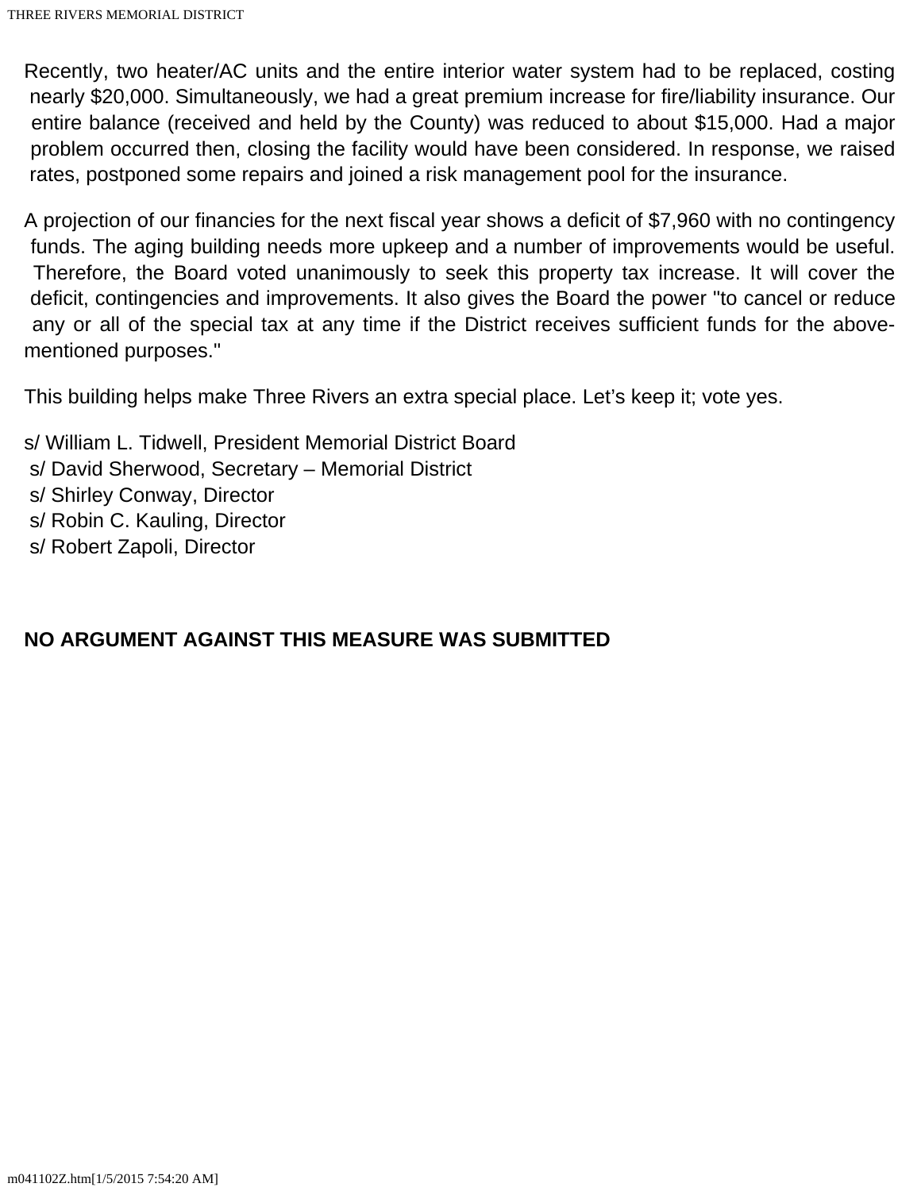Recently, two heater/AC units and the entire interior water system had to be replaced, costing nearly $20,000. Simultaneously, we had a great premium increase for fire/liability insurance. Our entire balance (received and held by the County) was reduced to about $15,000. Had a major problem occurred then, closing the facility would have been considered. In response, we raised rates, postponed some repairs and joined a risk management pool for the insurance.

A projection of our financies for the next fiscal year shows a deficit of $7,960 with no contingency funds. The aging building needs more upkeep and a number of improvements would be useful. Therefore, the Board voted unanimously to seek this property tax increase. It will cover the deficit, contingencies and improvements. It also gives the Board the power "to cancel or reduce any or all of the special tax at any time if the District receives sufficient funds for the above-mentioned purposes."

This building helps make Three Rivers an extra special place. Let's keep it; vote yes.

s/ William L. Tidwell, President Memorial District Board
s/ David Sherwood, Secretary – Memorial District
s/ Shirley Conway, Director
s/ Robin C. Kauling, Director
s/ Robert Zapoli, Director

**NO ARGUMENT AGAINST THIS MEASURE WAS SUBMITTED**